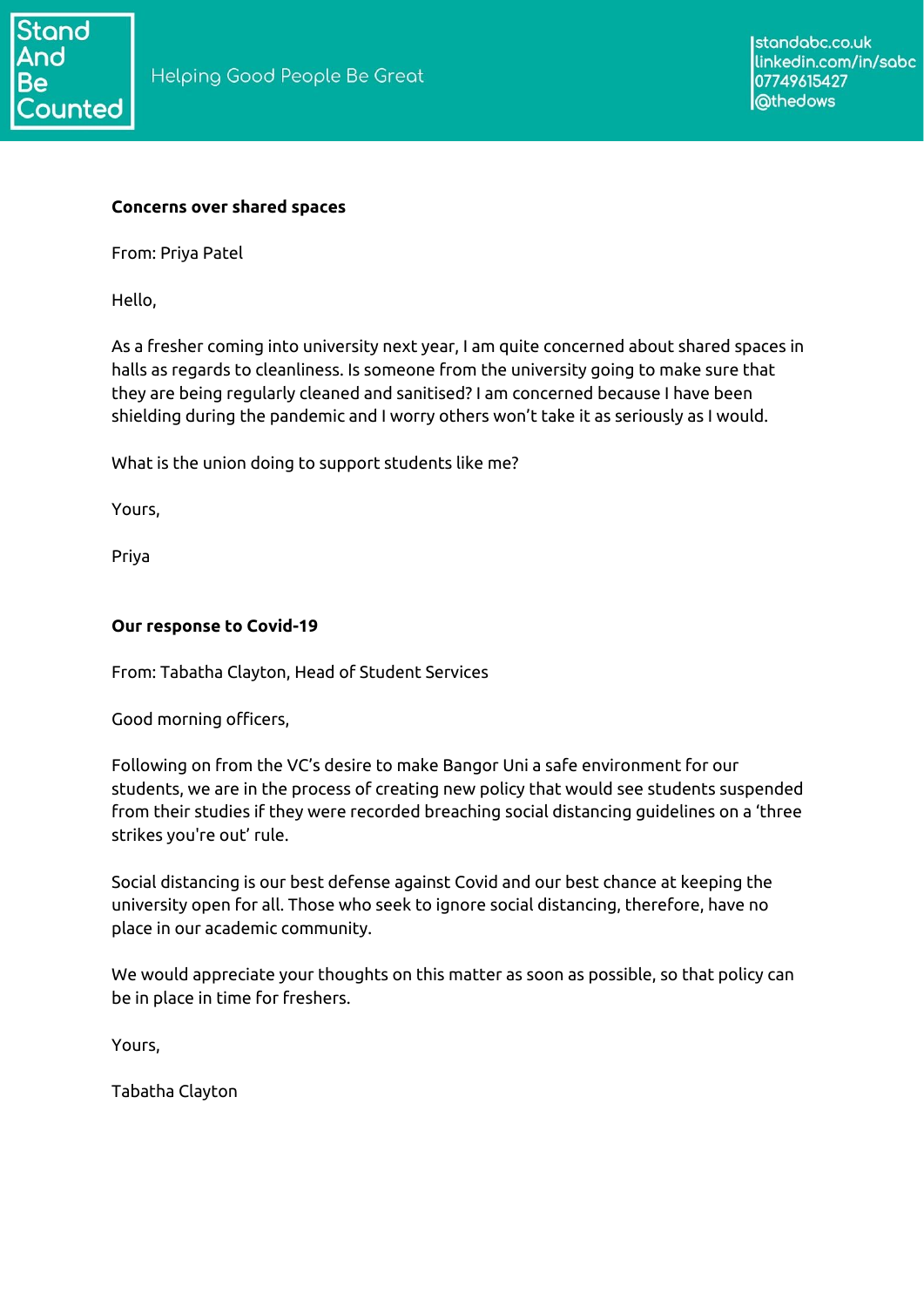**Concerns over shared spaces**

From: Priya Patel

Hello,

As a fresher coming into university next year, I am quite concerned about shared spaces in halls as regards to cleanliness. Is someone from the university going to make sure that they are being regularly cleaned and sanitised? I am concerned because I have been shielding during the pandemic and I worry others won't take it as seriously as I would.

What is the union doing to support students like me?

Yours,

Priya

**Our response to Covid-19**

From: Tabatha Clayton, Head of Student Services

Good morning officers,

Following on from the VC's desire to make Bangor Uni a safe environment for our students, we are in the process of creating new policy that would see students suspended from their studies if they were recorded breaching social distancing guidelines on a 'three strikes you're out' rule.

Social distancing is our best defense against Covid and our best chance at keeping the university open for all. Those who seek to ignore social distancing, therefore, have no place in our academic community.

We would appreciate your thoughts on this matter as soon as possible, so that policy can be in place in time for freshers.

Yours,

Tabatha Clayton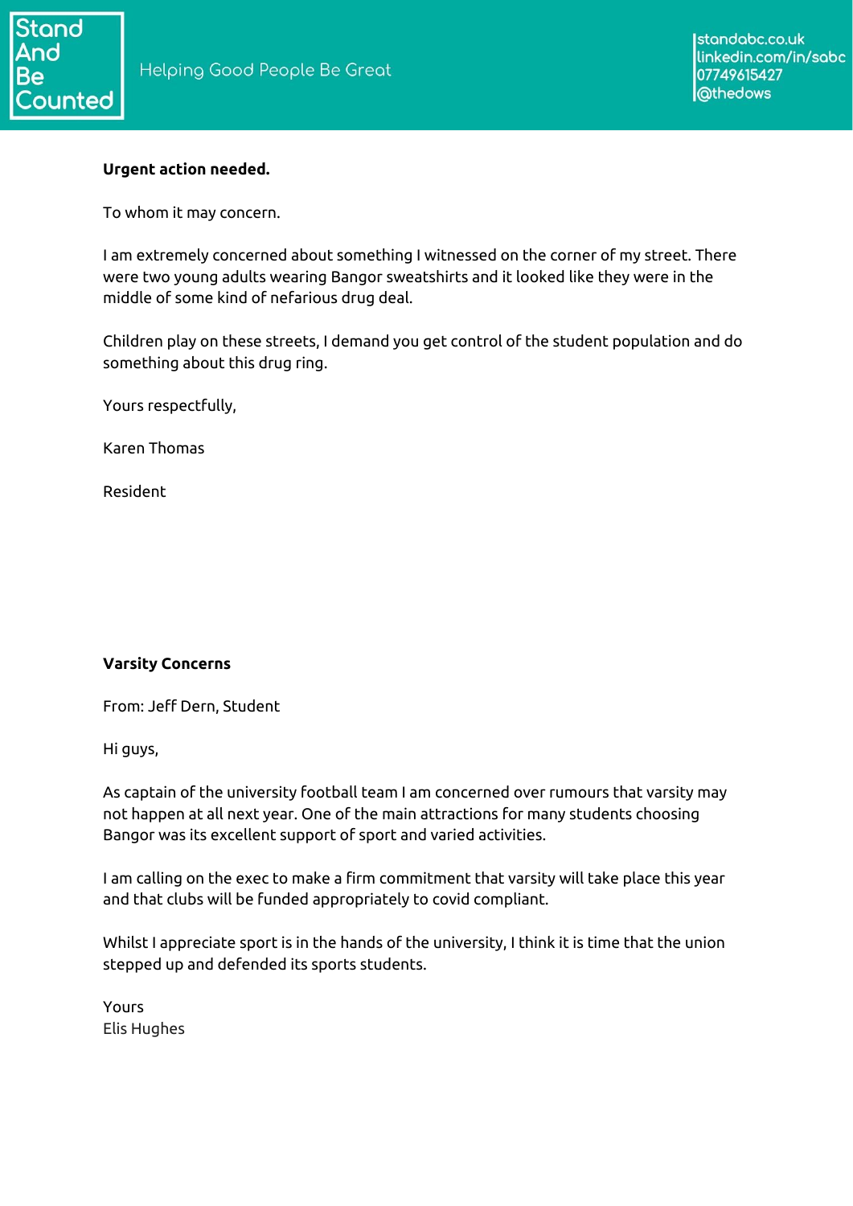**Urgent action needed.**

To whom it may concern.

I am extremely concerned about something I witnessed on the corner of my street. There were two young adults wearing Bangor sweatshirts and it looked like they were in the middle of some kind of nefarious drug deal.

Children play on these streets, I demand you get control of the student population and do something about this drug ring.

Yours respectfully,

Karen Thomas

Resident

**Varsity Concerns**

From: Jeff Dern, Student

Hi guys,

As captain of the university football team I am concerned over rumours that varsity may not happen at all next year. One of the main attractions for many students choosing Bangor was its excellent support of sport and varied activities.

I am calling on the exec to make a firm commitment that varsity will take place this year and that clubs will be funded appropriately to covid compliant.

Whilst I appreciate sport is in the hands of the university, I think it is time that the union stepped up and defended its sports students.

Yours
Elis Hughes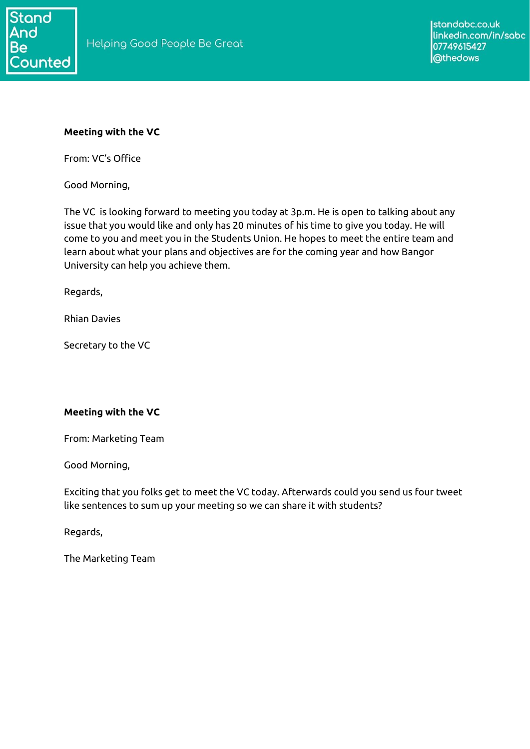**Meeting with the VC**

From: VC's Office

Good Morning,

The VC  is looking forward to meeting you today at 3p.m. He is open to talking about any issue that you would like and only has 20 minutes of his time to give you today. He will come to you and meet you in the Students Union. He hopes to meet the entire team and learn about what your plans and objectives are for the coming year and how Bangor University can help you achieve them.

Regards,

Rhian Davies

Secretary to the VC

**Meeting with the VC**

From: Marketing Team

Good Morning,

Exciting that you folks get to meet the VC today. Afterwards could you send us four tweet like sentences to sum up your meeting so we can share it with students?

Regards,

The Marketing Team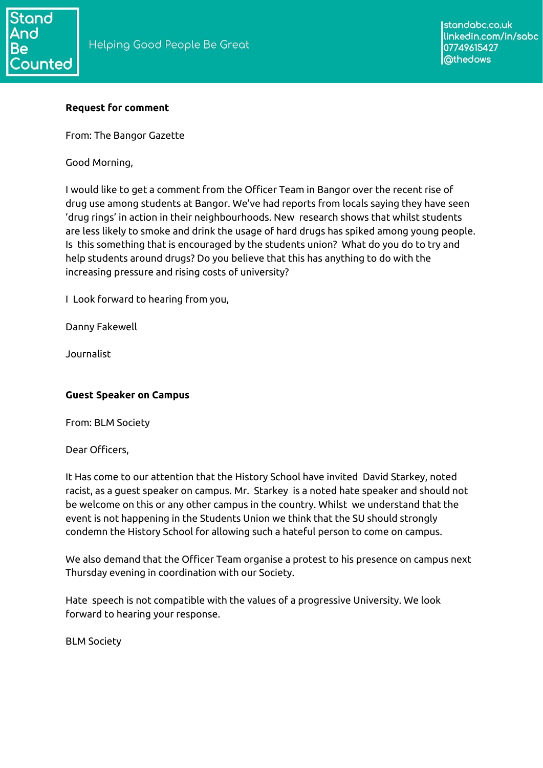**Request for comment**

From: The Bangor Gazette

Good Morning,

I would like to get a comment from the Officer Team in Bangor over the recent rise of drug use among students at Bangor. We've had reports from locals saying they have seen 'drug rings' in action in their neighbourhoods. New research shows that whilst students are less likely to smoke and drink the usage of hard drugs has spiked among young people. Is this something that is encouraged by the students union? What do you do to try and help students around drugs? Do you believe that this has anything to do with the increasing pressure and rising costs of university?

I Look forward to hearing from you,

Danny Fakewell

Journalist

**Guest Speaker on Campus**

From: BLM Society

Dear Officers,

It Has come to our attention that the History School have invited David Starkey, noted racist, as a guest speaker on campus. Mr. Starkey is a noted hate speaker and should not be welcome on this or any other campus in the country. Whilst we understand that the event is not happening in the Students Union we think that the SU should strongly condemn the History School for allowing such a hateful person to come on campus.

We also demand that the Officer Team organise a protest to his presence on campus next Thursday evening in coordination with our Society.

Hate speech is not compatible with the values of a progressive University. We look forward to hearing your response.

BLM Society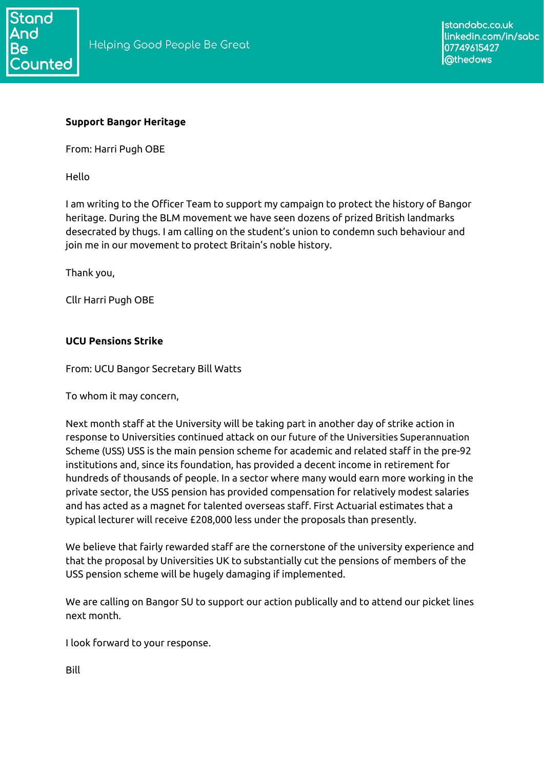**Support Bangor Heritage**

From: Harri Pugh OBE

Hello

I am writing to the Officer Team to support my campaign to protect the history of Bangor heritage. During the BLM movement we have seen dozens of prized British landmarks desecrated by thugs. I am calling on the student's union to condemn such behaviour and join me in our movement to protect Britain's noble history.

Thank you,

Cllr Harri Pugh OBE

**UCU Pensions Strike**

From: UCU Bangor Secretary Bill Watts

To whom it may concern,

Next month staff at the University will be taking part in another day of strike action in response to Universities continued attack on our future of the Universities Superannuation Scheme (USS) USS is the main pension scheme for academic and related staff in the pre-92 institutions and, since its foundation, has provided a decent income in retirement for hundreds of thousands of people. In a sector where many would earn more working in the private sector, the USS pension has provided compensation for relatively modest salaries and has acted as a magnet for talented overseas staff. First Actuarial estimates that a typical lecturer will receive £208,000 less under the proposals than presently.

We believe that fairly rewarded staff are the cornerstone of the university experience and that the proposal by Universities UK to substantially cut the pensions of members of the USS pension scheme will be hugely damaging if implemented.

We are calling on Bangor SU to support our action publically and to attend our picket lines next month.

I look forward to your response.

Bill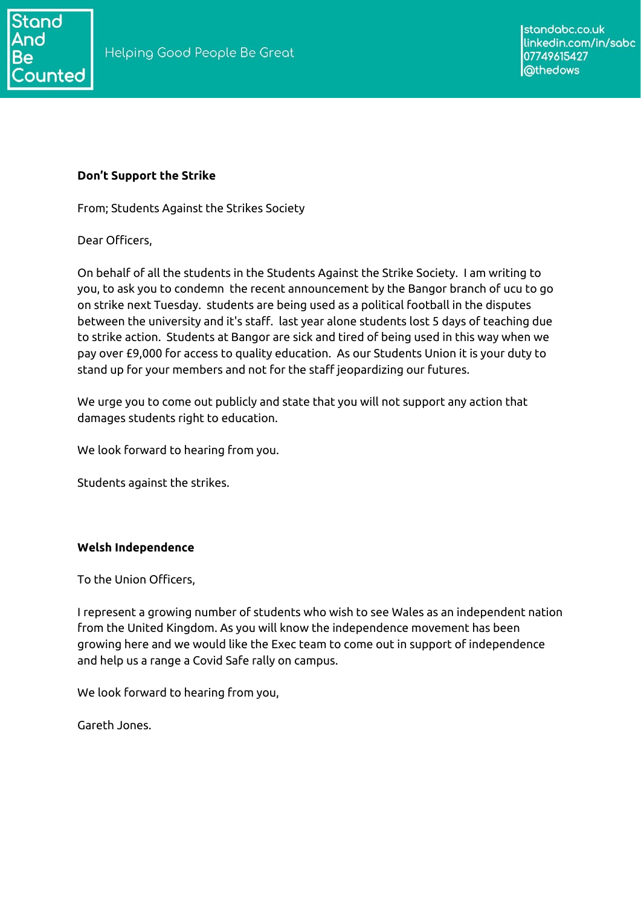**Don't Support the Strike**

From; Students Against the Strikes Society

Dear Officers,

On behalf of all the students in the Students Against the Strike Society. I am writing to you, to ask you to condemn the recent announcement by the Bangor branch of ucu to go on strike next Tuesday. students are being used as a political football in the disputes between the university and it's staff. last year alone students lost 5 days of teaching due to strike action. Students at Bangor are sick and tired of being used in this way when we pay over £9,000 for access to quality education. As our Students Union it is your duty to stand up for your members and not for the staff jeopardizing our futures.

We urge you to come out publicly and state that you will not support any action that damages students right to education.

We look forward to hearing from you.

Students against the strikes.

**Welsh Independence**

To the Union Officers,

I represent a growing number of students who wish to see Wales as an independent nation from the United Kingdom. As you will know the independence movement has been growing here and we would like the Exec team to come out in support of independence and help us a range a Covid Safe rally on campus.

We look forward to hearing from you,

Gareth Jones.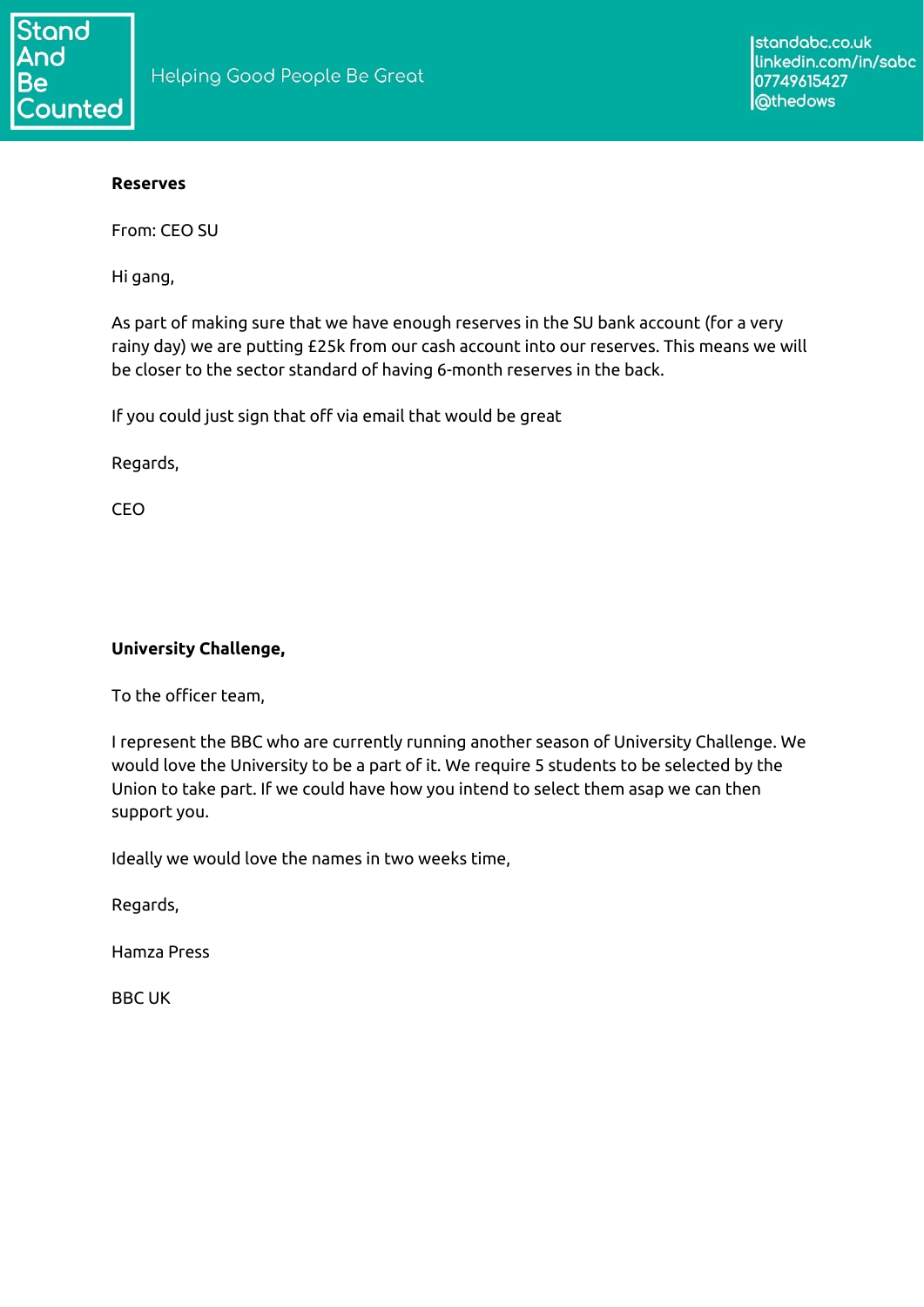**Reserves**

From: CEO SU

Hi gang,

As part of making sure that we have enough reserves in the SU bank account (for a very rainy day) we are putting £25k from our cash account into our reserves. This means we will be closer to the sector standard of having 6-month reserves in the back.

If you could just sign that off via email that would be great

Regards,

CEO

**University Challenge,**

To the officer team,

I represent the BBC who are currently running another season of University Challenge. We would love the University to be a part of it. We require 5 students to be selected by the Union to take part. If we could have how you intend to select them asap we can then support you.

Ideally we would love the names in two weeks time,

Regards,

Hamza Press

BBC UK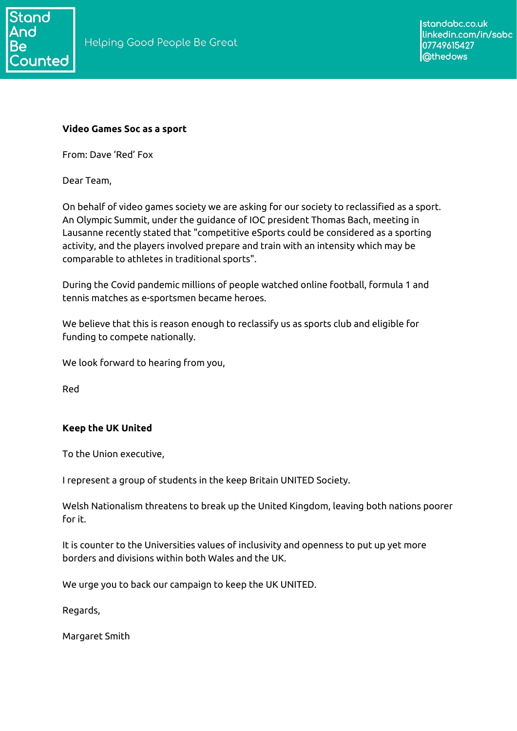**Video Games Soc as a sport**

From: Dave 'Red' Fox

Dear Team,

On behalf of video games society we are asking for our society to reclassified as a sport. An Olympic Summit, under the guidance of IOC president Thomas Bach, meeting in Lausanne recently stated that "competitive eSports could be considered as a sporting activity, and the players involved prepare and train with an intensity which may be comparable to athletes in traditional sports".

During the Covid pandemic millions of people watched online football, formula 1 and tennis matches as e-sportsmen became heroes.

We believe that this is reason enough to reclassify us as sports club and eligible for funding to compete nationally.

We look forward to hearing from you,

Red

**Keep the UK United**

To the Union executive,

I represent a group of students in the keep Britain UNITED Society.

Welsh Nationalism threatens to break up the United Kingdom, leaving both nations poorer for it.

It is counter to the Universities values of inclusivity and openness to put up yet more borders and divisions within both Wales and the UK.

We urge you to back our campaign to keep the UK UNITED.

Regards,

Margaret Smith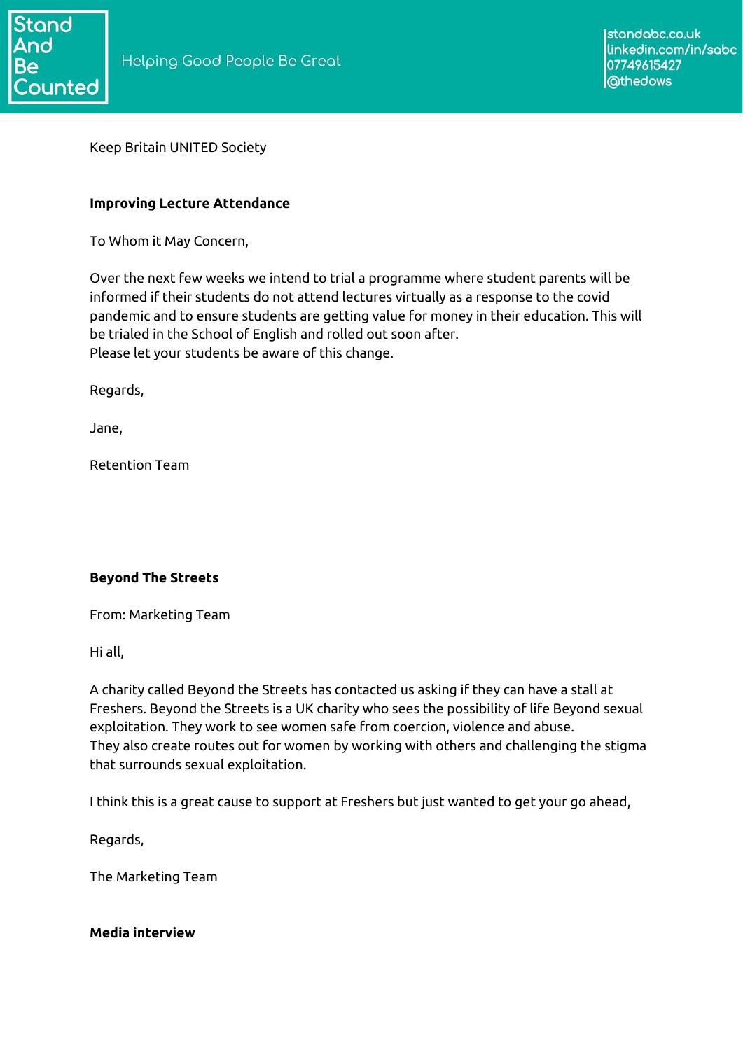Keep Britain UNITED Society

**Improving Lecture Attendance**

To Whom it May Concern,

Over the next few weeks we intend to trial a programme where student parents will be informed if their students do not attend lectures virtually as a response to the covid pandemic and to ensure students are getting value for money in their education. This will be trialed in the School of English and rolled out soon after.
Please let your students be aware of this change.

Regards,

Jane,

Retention Team

**Beyond The Streets**

From: Marketing Team

Hi all,

A charity called Beyond the Streets has contacted us asking if they can have a stall at Freshers. Beyond the Streets is a UK charity who sees the possibility of life Beyond sexual exploitation. They work to see women safe from coercion, violence and abuse.
They also create routes out for women by working with others and challenging the stigma that surrounds sexual exploitation.

I think this is a great cause to support at Freshers but just wanted to get your go ahead,

Regards,

The Marketing Team

**Media interview**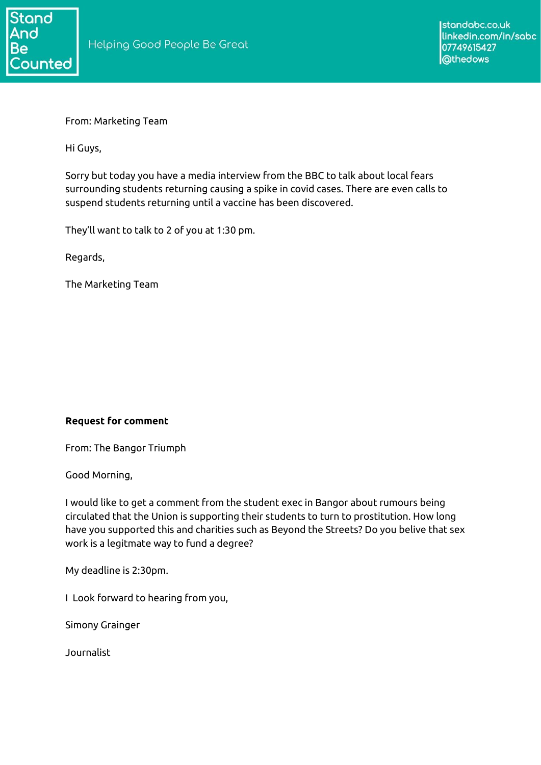From: Marketing Team

Hi Guys,

Sorry but today you have a media interview from the BBC to talk about local fears surrounding students returning causing a spike in covid cases. There are even calls to suspend students returning until a vaccine has been discovered.

They'll want to talk to 2 of you at 1:30 pm.

Regards,

The Marketing Team

**Request for comment**

From: The Bangor Triumph

Good Morning,

I would like to get a comment from the student exec in Bangor about rumours being circulated that the Union is supporting their students to turn to prostitution. How long have you supported this and charities such as Beyond the Streets? Do you belive that sex work is a legitmate way to fund a degree?

My deadline is 2:30pm.

I Look forward to hearing from you,

Simony Grainger

Journalist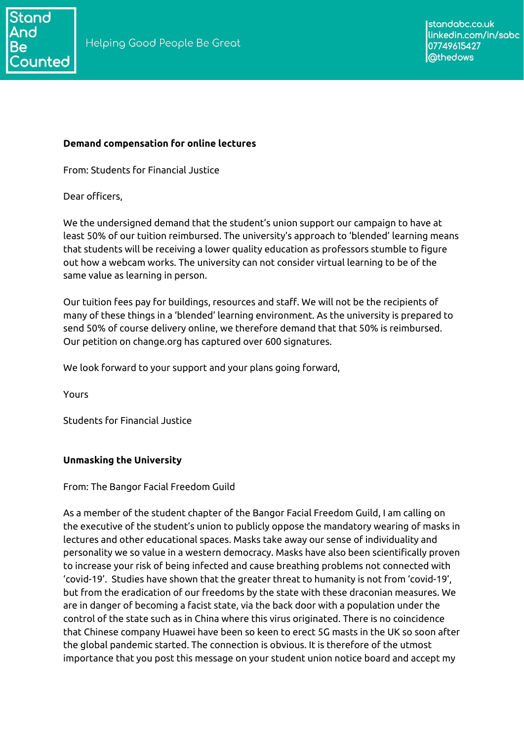**Demand compensation for online lectures**

From: Students for Financial Justice

Dear officers,

We the undersigned demand that the student's union support our campaign to have at least 50% of our tuition reimbursed. The university's approach to 'blended' learning means that students will be receiving a lower quality education as professors stumble to figure out how a webcam works. The university can not consider virtual learning to be of the same value as learning in person.

Our tuition fees pay for buildings, resources and staff. We will not be the recipients of many of these things in a 'blended' learning environment. As the university is prepared to send 50% of course delivery online, we therefore demand that that 50% is reimbursed. Our petition on change.org has captured over 600 signatures.

We look forward to your support and your plans going forward,

Yours

Students for Financial Justice

**Unmasking the University**

From: The Bangor Facial Freedom Guild

As a member of the student chapter of the Bangor Facial Freedom Guild, I am calling on the executive of the student's union to publicly oppose the mandatory wearing of masks in lectures and other educational spaces. Masks take away our sense of individuality and personality we so value in a western democracy. Masks have also been scientifically proven to increase your risk of being infected and cause breathing problems not connected with 'covid-19'. Studies have shown that the greater threat to humanity is not from 'covid-19', but from the eradication of our freedoms by the state with these draconian measures. We are in danger of becoming a facist state, via the back door with a population under the control of the state such as in China where this virus originated. There is no coincidence that Chinese company Huawei have been so keen to erect 5G masts in the UK so soon after the global pandemic started. The connection is obvious. It is therefore of the utmost importance that you post this message on your student union notice board and accept my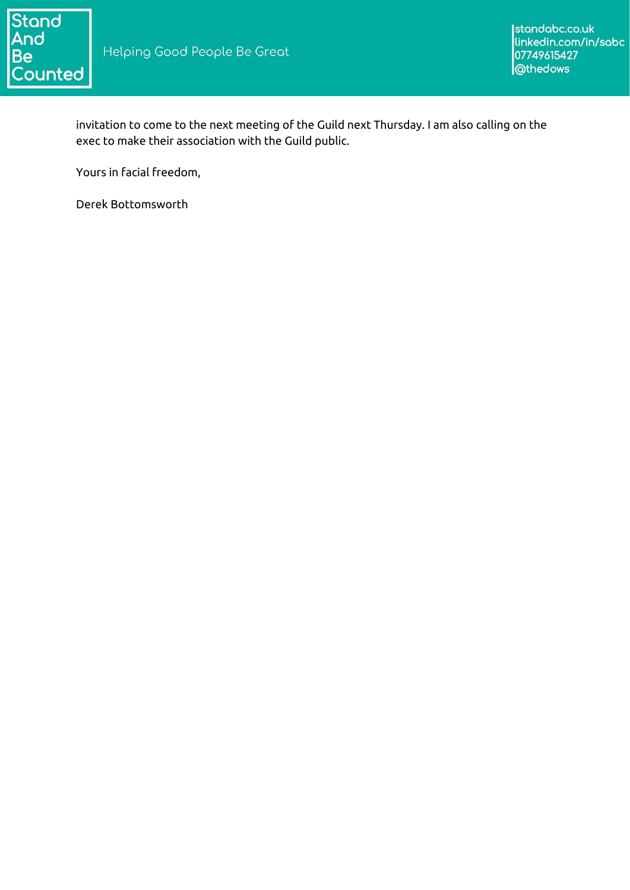invitation to come to the next meeting of the Guild next Thursday. I am also calling on the exec to make their association with the Guild public.

Yours in facial freedom,

Derek Bottomsworth